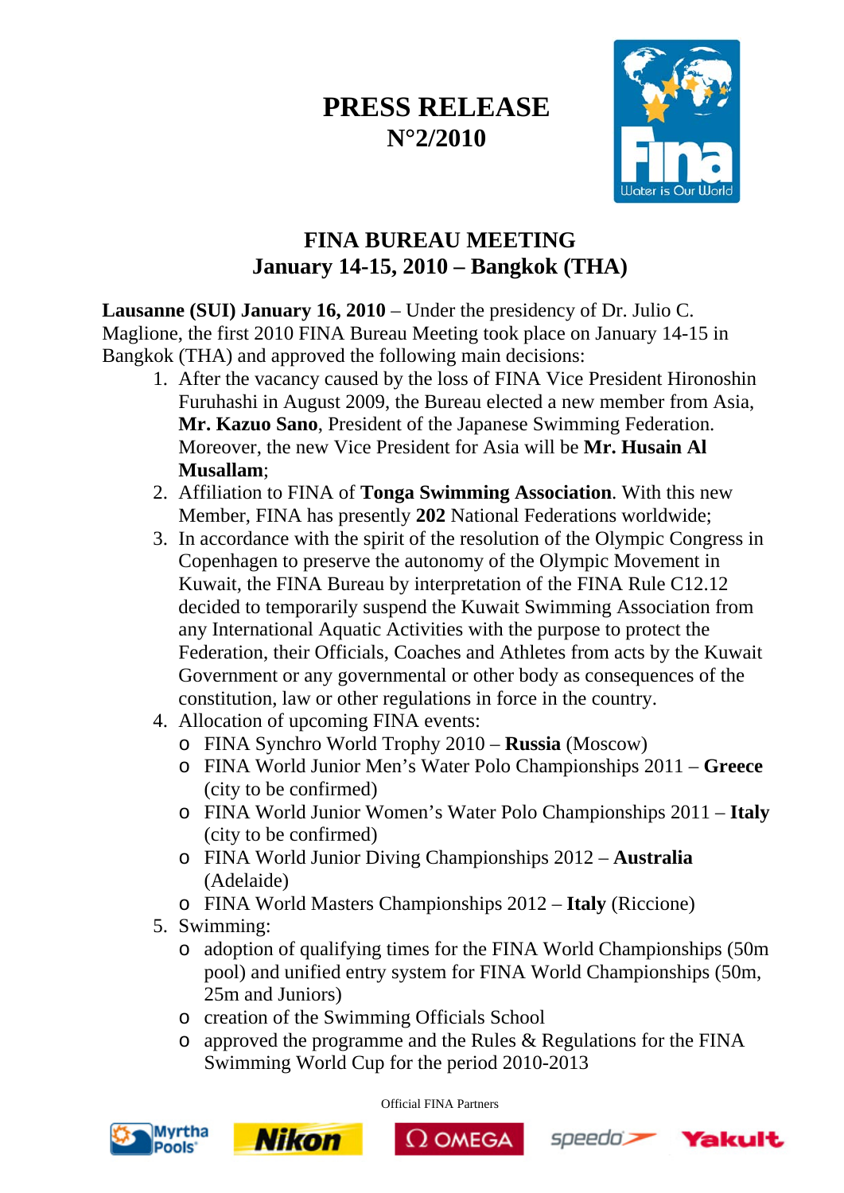# PRESS RELEASE
# N°2/2010

## FINA BUREAU MEETING
## January 14-15, 2010 – Bangkok (THA)

**Lausanne (SUI) January 16, 2010** – Under the presidency of Dr. Julio C. Maglione, the first 2010 FINA Bureau Meeting took place on January 14-15 in Bangkok (THA) and approved the following main decisions:

1. After the vacancy caused by the loss of FINA Vice President Hironoshin Furuhashi in August 2009, the Bureau elected a new member from Asia, **Mr. Kazuo Sano**, President of the Japanese Swimming Federation. Moreover, the new Vice President for Asia will be **Mr. Husain Al Musallam**;
2. Affiliation to FINA of **Tonga Swimming Association**. With this new Member, FINA has presently **202** National Federations worldwide;
3. In accordance with the spirit of the resolution of the Olympic Congress in Copenhagen to preserve the autonomy of the Olympic Movement in Kuwait, the FINA Bureau by interpretation of the FINA Rule C12.12 decided to temporarily suspend the Kuwait Swimming Association from any International Aquatic Activities with the purpose to protect the Federation, their Officials, Coaches and Athletes from acts by the Kuwait Government or any governmental or other body as consequences of the constitution, law or other regulations in force in the country.
4. Allocation of upcoming FINA events:
   - FINA Synchro World Trophy 2010 – **Russia** (Moscow)
   - FINA World Junior Men's Water Polo Championships 2011 – **Greece** (city to be confirmed)
   - FINA World Junior Women's Water Polo Championships 2011 – **Italy** (city to be confirmed)
   - FINA World Junior Diving Championships 2012 – **Australia** (Adelaide)
   - FINA World Masters Championships 2012 – **Italy** (Riccione)
5. Swimming:
   - adoption of qualifying times for the FINA World Championships (50m pool) and unified entry system for FINA World Championships (50m, 25m and Juniors)
   - creation of the Swimming Officials School
   - approved the programme and the Rules & Regulations for the FINA Swimming World Cup for the period 2010-2013

Official FINA Partners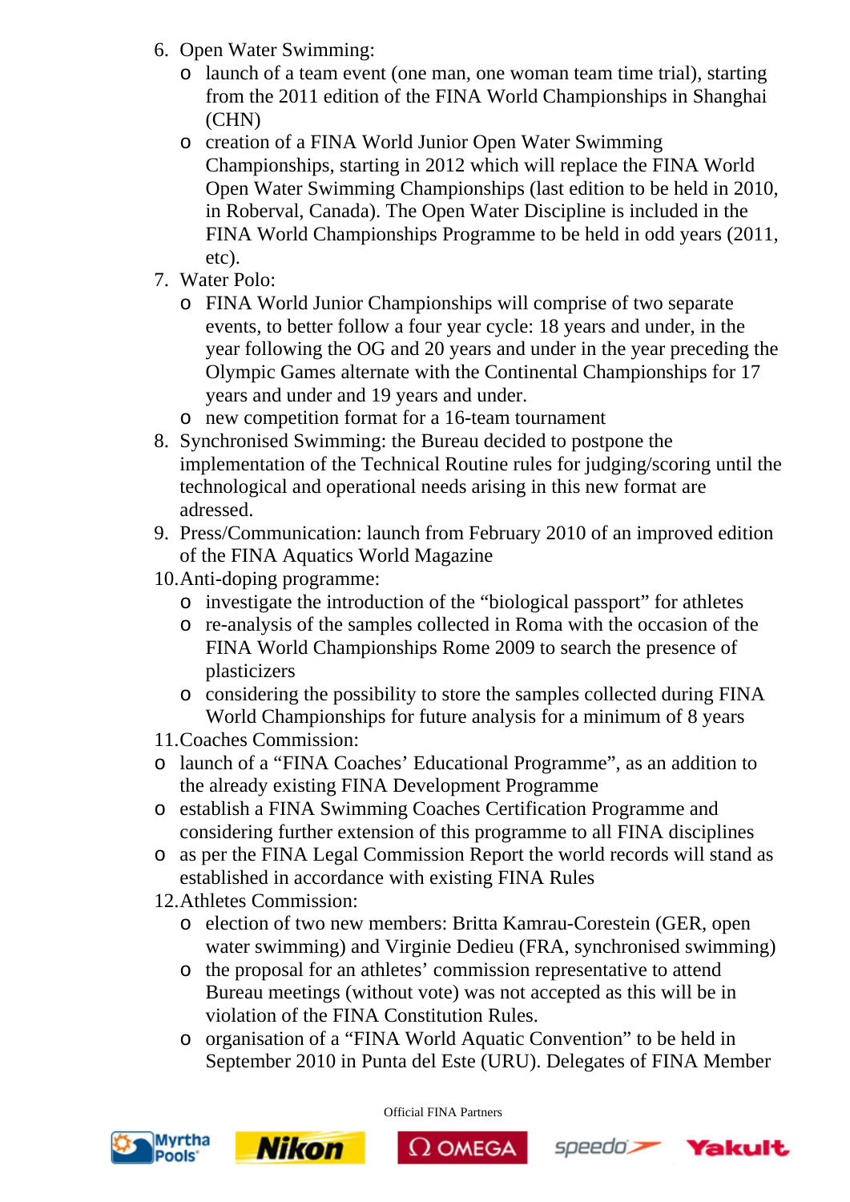6. Open Water Swimming:
    - launch of a team event (one man, one woman team time trial), starting from the 2011 edition of the FINA World Championships in Shanghai (CHN)
    - creation of a FINA World Junior Open Water Swimming Championships, starting in 2012 which will replace the FINA World Open Water Swimming Championships (last edition to be held in 2010, in Roberval, Canada). The Open Water Discipline is included in the FINA World Championships Programme to be held in odd years (2011, etc).
7. Water Polo:
    - FINA World Junior Championships will comprise of two separate events, to better follow a four year cycle: 18 years and under, in the year following the OG and 20 years and under in the year preceding the Olympic Games alternate with the Continental Championships for 17 years and under and 19 years and under.
    - new competition format for a 16-team tournament
8. Synchronised Swimming: the Bureau decided to postpone the implementation of the Technical Routine rules for judging/scoring until the technological and operational needs arising in this new format are adressed.
9. Press/Communication: launch from February 2010 of an improved edition of the FINA Aquatics World Magazine
10. Anti-doping programme:
    - investigate the introduction of the "biological passport" for athletes
    - re-analysis of the samples collected in Roma with the occasion of the FINA World Championships Rome 2009 to search the presence of plasticizers
    - considering the possibility to store the samples collected during FINA World Championships for future analysis for a minimum of 8 years
11. Coaches Commission:
    - launch of a "FINA Coaches' Educational Programme", as an addition to the already existing FINA Development Programme
    - establish a FINA Swimming Coaches Certification Programme and considering further extension of this programme to all FINA disciplines
    - as per the FINA Legal Commission Report the world records will stand as established in accordance with existing FINA Rules
12. Athletes Commission:
    - election of two new members: Britta Kamrau-Corestein (GER, open water swimming) and Virginie Dedieu (FRA, synchronised swimming)
    - the proposal for an athletes' commission representative to attend Bureau meetings (without vote) was not accepted as this will be in violation of the FINA Constitution Rules.
    - organisation of a "FINA World Aquatic Convention" to be held in September 2010 in Punta del Este (URU). Delegates of FINA Member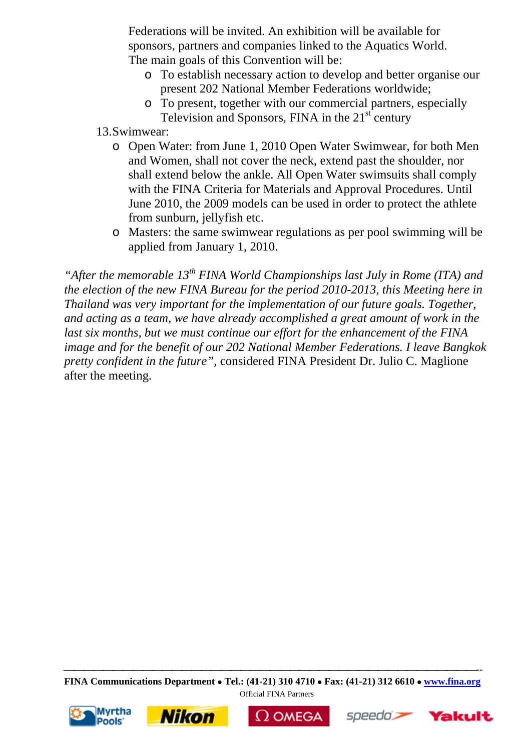Federations will be invited. An exhibition will be available for sponsors, partners and companies linked to the Aquatics World. The main goals of this Convention will be:

- To establish necessary action to develop and better organise our present 202 National Member Federations worldwide;
- To present, together with our commercial partners, especially Television and Sponsors, FINA in the 21st century

13. Swimwear:
    - Open Water: from June 1, 2010 Open Water Swimwear, for both Men and Women, shall not cover the neck, extend past the shoulder, nor shall extend below the ankle. All Open Water swimsuits shall comply with the FINA Criteria for Materials and Approval Procedures. Until June 2010, the 2009 models can be used in order to protect the athlete from sunburn, jellyfish etc.
    - Masters: the same swimwear regulations as per pool swimming will be applied from January 1, 2010.

*"After the memorable 13th FINA World Championships last July in Rome (ITA) and the election of the new FINA Bureau for the period 2010-2013, this Meeting here in Thailand was very important for the implementation of our future goals. Together, and acting as a team, we have already accomplished a great amount of work in the last six months, but we must continue our effort for the enhancement of the FINA image and for the benefit of our 202 National Member Federations. I leave Bangkok pretty confident in the future"*, considered FINA President Dr. Julio C. Maglione after the meeting.

**FINA Communications Department • Tel.: (41-21) 310 4710 • Fax: (41-21) 312 6610 • www.fina.org**

Official FINA Partners